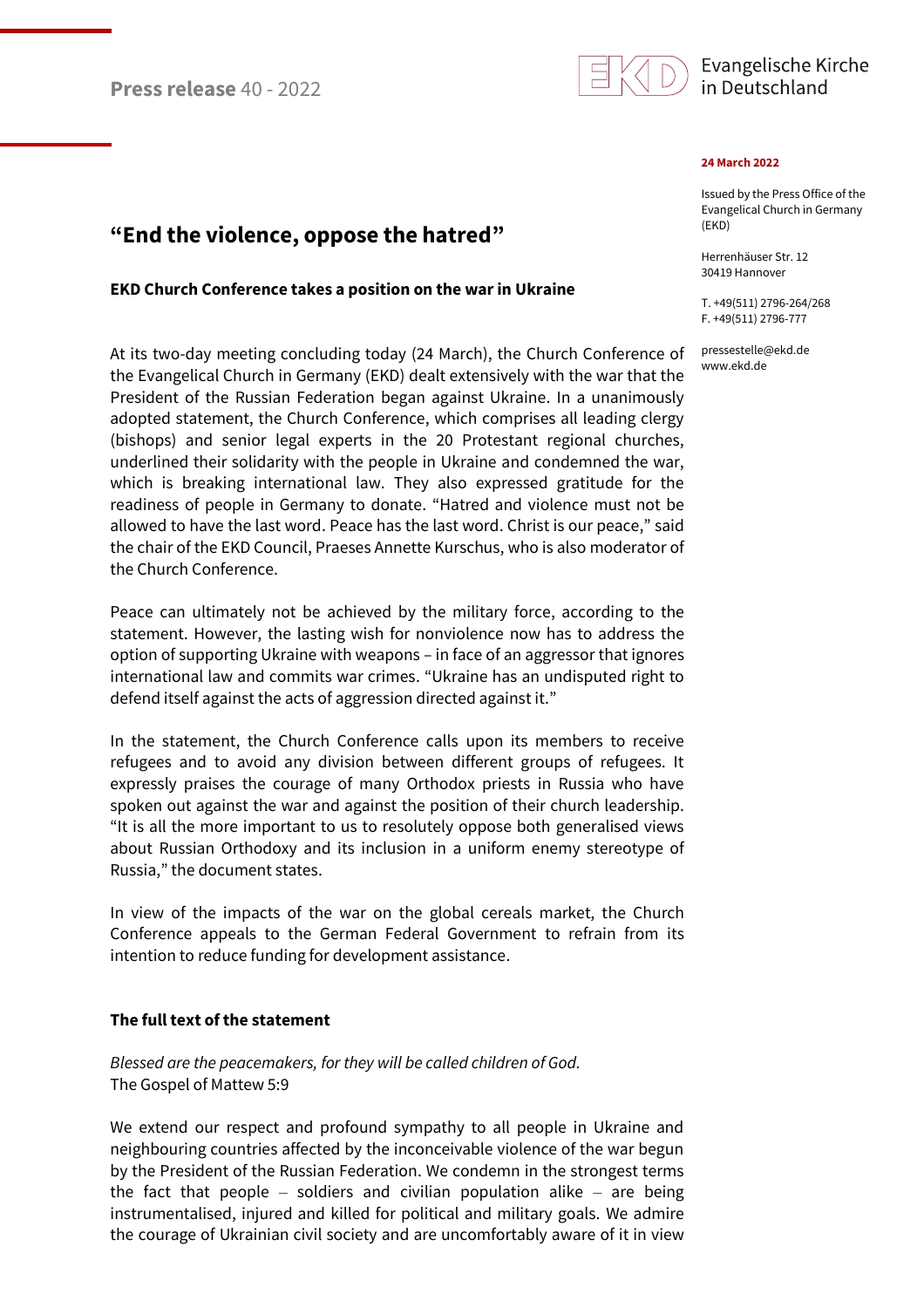**Press release** 40 - 2022

Evangelische Kirche in Deutschland

**24 March 2022**

Issued by the Press Office of the Evangelical Church in Germany (EKD)

Herrenhäuser Str. 12
30419 Hannover

T. +49(511) 2796-264/268
F. +49(511) 2796-777

pressestelle@ekd.de
www.ekd.de

# "End the violence, oppose the hatred"

## EKD Church Conference takes a position on the war in Ukraine

At its two-day meeting concluding today (24 March), the Church Conference of the Evangelical Church in Germany (EKD) dealt extensively with the war that the President of the Russian Federation began against Ukraine. In a unanimously adopted statement, the Church Conference, which comprises all leading clergy (bishops) and senior legal experts in the 20 Protestant regional churches, underlined their solidarity with the people in Ukraine and condemned the war, which is breaking international law. They also expressed gratitude for the readiness of people in Germany to donate. "Hatred and violence must not be allowed to have the last word. Peace has the last word. Christ is our peace," said the chair of the EKD Council, Praeses Annette Kurschus, who is also moderator of the Church Conference.

Peace can ultimately not be achieved by the military force, according to the statement. However, the lasting wish for nonviolence now has to address the option of supporting Ukraine with weapons – in face of an aggressor that ignores international law and commits war crimes. "Ukraine has an undisputed right to defend itself against the acts of aggression directed against it."

In the statement, the Church Conference calls upon its members to receive refugees and to avoid any division between different groups of refugees. It expressly praises the courage of many Orthodox priests in Russia who have spoken out against the war and against the position of their church leadership. "It is all the more important to us to resolutely oppose both generalised views about Russian Orthodoxy and its inclusion in a uniform enemy stereotype of Russia," the document states.

In view of the impacts of the war on the global cereals market, the Church Conference appeals to the German Federal Government to refrain from its intention to reduce funding for development assistance.

### The full text of the statement

*Blessed are the peacemakers, for they will be called children of God.*
The Gospel of Mattew 5:9

We extend our respect and profound sympathy to all people in Ukraine and neighbouring countries affected by the inconceivable violence of the war begun by the President of the Russian Federation. We condemn in the strongest terms the fact that people – soldiers and civilian population alike – are being instrumentalised, injured and killed for political and military goals. We admire the courage of Ukrainian civil society and are uncomfortably aware of it in view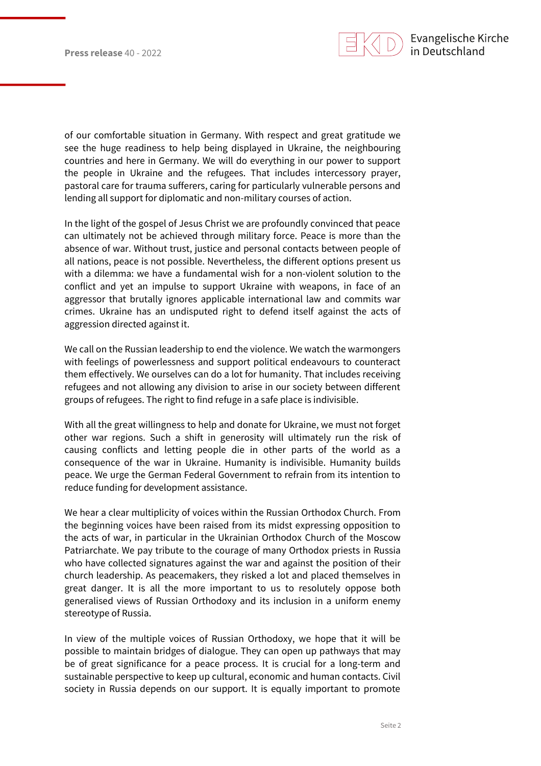of our comfortable situation in Germany. With respect and great gratitude we see the huge readiness to help being displayed in Ukraine, the neighbouring countries and here in Germany. We will do everything in our power to support the people in Ukraine and the refugees. That includes intercessory prayer, pastoral care for trauma sufferers, caring for particularly vulnerable persons and lending all support for diplomatic and non-military courses of action.

In the light of the gospel of Jesus Christ we are profoundly convinced that peace can ultimately not be achieved through military force. Peace is more than the absence of war. Without trust, justice and personal contacts between people of all nations, peace is not possible. Nevertheless, the different options present us with a dilemma: we have a fundamental wish for a non-violent solution to the conflict and yet an impulse to support Ukraine with weapons, in face of an aggressor that brutally ignores applicable international law and commits war crimes. Ukraine has an undisputed right to defend itself against the acts of aggression directed against it.

We call on the Russian leadership to end the violence. We watch the warmongers with feelings of powerlessness and support political endeavours to counteract them effectively. We ourselves can do a lot for humanity. That includes receiving refugees and not allowing any division to arise in our society between different groups of refugees. The right to find refuge in a safe place is indivisible.

With all the great willingness to help and donate for Ukraine, we must not forget other war regions. Such a shift in generosity will ultimately run the risk of causing conflicts and letting people die in other parts of the world as a consequence of the war in Ukraine. Humanity is indivisible. Humanity builds peace. We urge the German Federal Government to refrain from its intention to reduce funding for development assistance.

We hear a clear multiplicity of voices within the Russian Orthodox Church. From the beginning voices have been raised from its midst expressing opposition to the acts of war, in particular in the Ukrainian Orthodox Church of the Moscow Patriarchate. We pay tribute to the courage of many Orthodox priests in Russia who have collected signatures against the war and against the position of their church leadership. As peacemakers, they risked a lot and placed themselves in great danger. It is all the more important to us to resolutely oppose both generalised views of Russian Orthodoxy and its inclusion in a uniform enemy stereotype of Russia.

In view of the multiple voices of Russian Orthodoxy, we hope that it will be possible to maintain bridges of dialogue. They can open up pathways that may be of great significance for a peace process. It is crucial for a long-term and sustainable perspective to keep up cultural, economic and human contacts. Civil society in Russia depends on our support. It is equally important to promote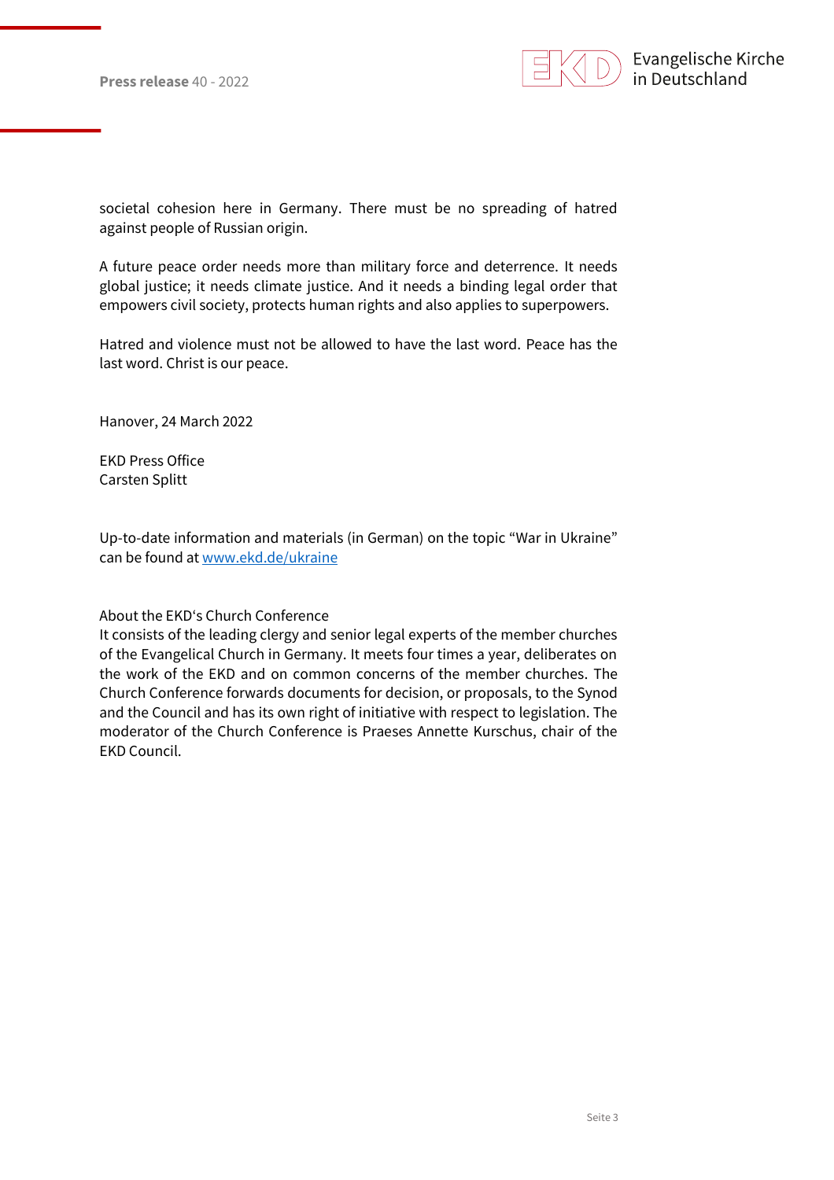societal cohesion here in Germany. There must be no spreading of hatred against people of Russian origin.

A future peace order needs more than military force and deterrence. It needs global justice; it needs climate justice. And it needs a binding legal order that empowers civil society, protects human rights and also applies to superpowers.

Hatred and violence must not be allowed to have the last word. Peace has the last word. Christ is our peace.

Hanover, 24 March 2022

EKD Press Office
Carsten Splitt

Up-to-date information and materials (in German) on the topic "War in Ukraine" can be found at [www.ekd.de/ukraine](http://www.ekd.de/ukraine)

About the EKD's Church Conference
It consists of the leading clergy and senior legal experts of the member churches of the Evangelical Church in Germany. It meets four times a year, deliberates on the work of the EKD and on common concerns of the member churches. The Church Conference forwards documents for decision, or proposals, to the Synod and the Council and has its own right of initiative with respect to legislation. The moderator of the Church Conference is Praeses Annette Kurschus, chair of the EKD Council.